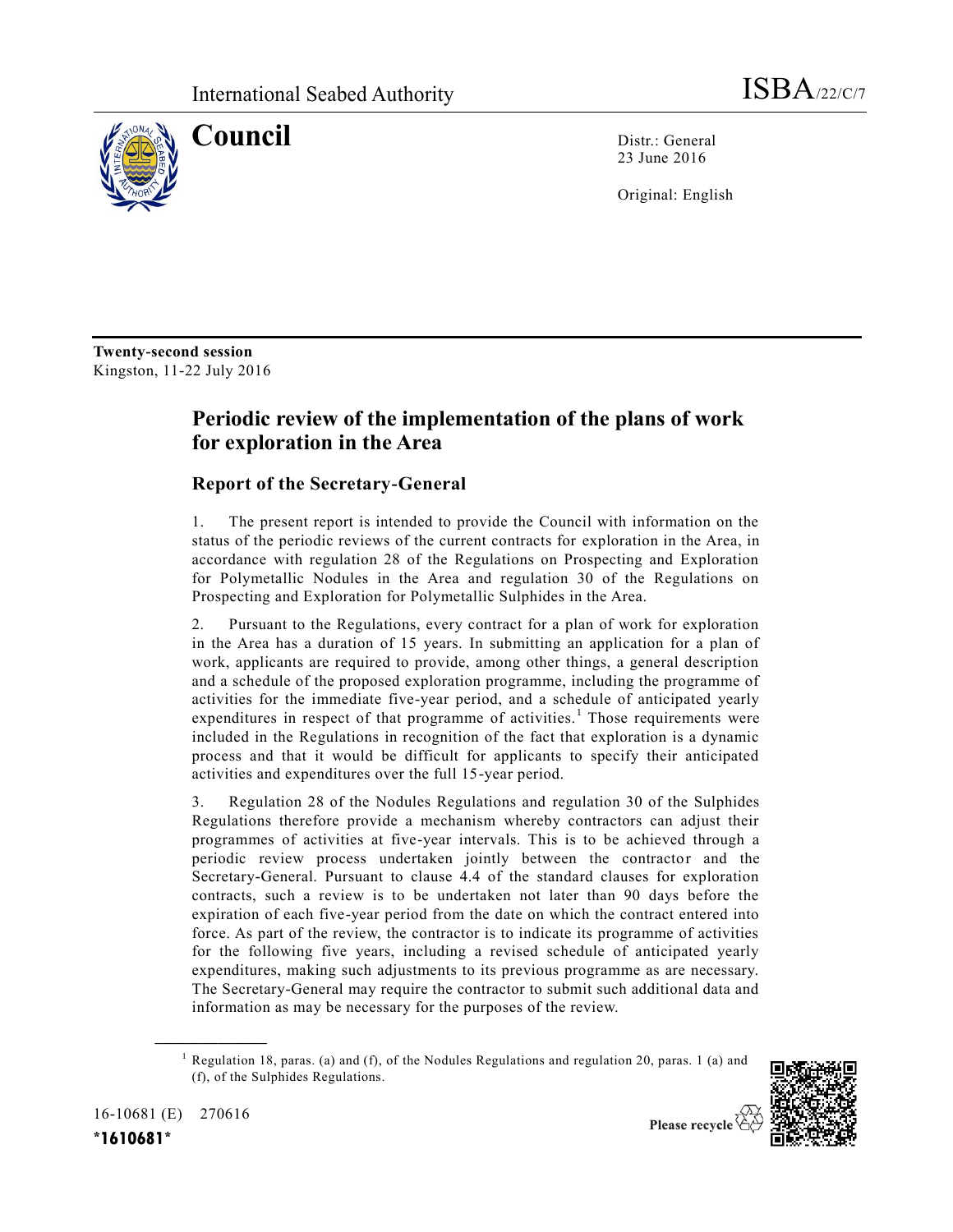International Seabed Authority

ISBA/22/C/7

# Council

Distr.: General
23 June 2016

Original: English

**Twenty-second session**
Kingston, 11-22 July 2016

## Periodic review of the implementation of the plans of work for exploration in the Area

### Report of the Secretary-General

1. The present report is intended to provide the Council with information on the status of the periodic reviews of the current contracts for exploration in the Area, in accordance with regulation 28 of the Regulations on Prospecting and Exploration for Polymetallic Nodules in the Area and regulation 30 of the Regulations on Prospecting and Exploration for Polymetallic Sulphides in the Area.

2. Pursuant to the Regulations, every contract for a plan of work for exploration in the Area has a duration of 15 years. In submitting an application for a plan of work, applicants are required to provide, among other things, a general description and a schedule of the proposed exploration programme, including the programme of activities for the immediate five-year period, and a schedule of anticipated yearly expenditures in respect of that programme of activities.[1] Those requirements were included in the Regulations in recognition of the fact that exploration is a dynamic process and that it would be difficult for applicants to specify their anticipated activities and expenditures over the full 15-year period.

3. Regulation 28 of the Nodules Regulations and regulation 30 of the Sulphides Regulations therefore provide a mechanism whereby contractors can adjust their programmes of activities at five-year intervals. This is to be achieved through a periodic review process undertaken jointly between the contractor and the Secretary-General. Pursuant to clause 4.4 of the standard clauses for exploration contracts, such a review is to be undertaken not later than 90 days before the expiration of each five-year period from the date on which the contract entered into force. As part of the review, the contractor is to indicate its programme of activities for the following five years, including a revised schedule of anticipated yearly expenditures, making such adjustments to its previous programme as are necessary. The Secretary-General may require the contractor to submit such additional data and information as may be necessary for the purposes of the review.

---

[1] Regulation 18, paras. (a) and (f), of the Nodules Regulations and regulation 20, paras. 1 (a) and (f), of the Sulphides Regulations.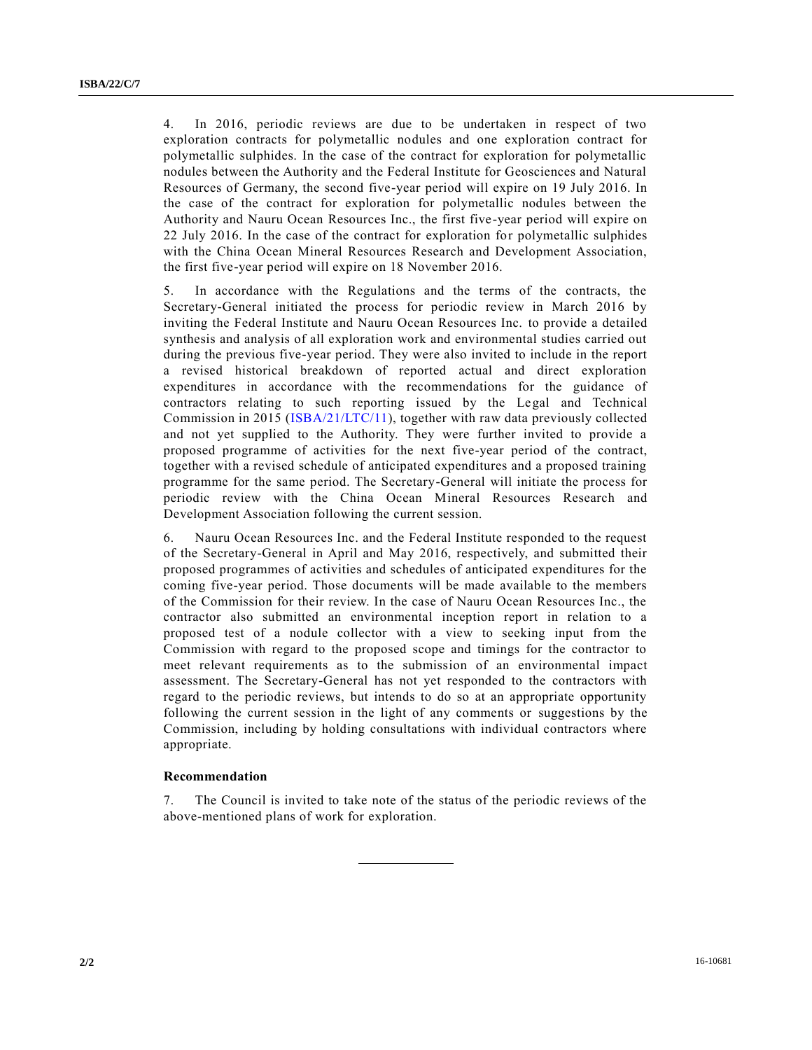4. In 2016, periodic reviews are due to be undertaken in respect of two exploration contracts for polymetallic nodules and one exploration contract for polymetallic sulphides. In the case of the contract for exploration for polymetallic nodules between the Authority and the Federal Institute for Geosciences and Natural Resources of Germany, the second five-year period will expire on 19 July 2016. In the case of the contract for exploration for polymetallic nodules between the Authority and Nauru Ocean Resources Inc., the first five-year period will expire on 22 July 2016. In the case of the contract for exploration for polymetallic sulphides with the China Ocean Mineral Resources Research and Development Association, the first five-year period will expire on 18 November 2016.

5. In accordance with the Regulations and the terms of the contracts, the Secretary-General initiated the process for periodic review in March 2016 by inviting the Federal Institute and Nauru Ocean Resources Inc. to provide a detailed synthesis and analysis of all exploration work and environmental studies carried out during the previous five-year period. They were also invited to include in the report a revised historical breakdown of reported actual and direct exploration expenditures in accordance with the recommendations for the guidance of contractors relating to such reporting issued by the Legal and Technical Commission in 2015 (ISBA/21/LTC/11), together with raw data previously collected and not yet supplied to the Authority. They were further invited to provide a proposed programme of activities for the next five-year period of the contract, together with a revised schedule of anticipated expenditures and a proposed training programme for the same period. The Secretary-General will initiate the process for periodic review with the China Ocean Mineral Resources Research and Development Association following the current session.

6. Nauru Ocean Resources Inc. and the Federal Institute responded to the request of the Secretary-General in April and May 2016, respectively, and submitted their proposed programmes of activities and schedules of anticipated expenditures for the coming five-year period. Those documents will be made available to the members of the Commission for their review. In the case of Nauru Ocean Resources Inc., the contractor also submitted an environmental inception report in relation to a proposed test of a nodule collector with a view to seeking input from the Commission with regard to the proposed scope and timings for the contractor to meet relevant requirements as to the submission of an environmental impact assessment. The Secretary-General has not yet responded to the contractors with regard to the periodic reviews, but intends to do so at an appropriate opportunity following the current session in the light of any comments or suggestions by the Commission, including by holding consultations with individual contractors where appropriate.

### Recommendation

7. The Council is invited to take note of the status of the periodic reviews of the above-mentioned plans of work for exploration.